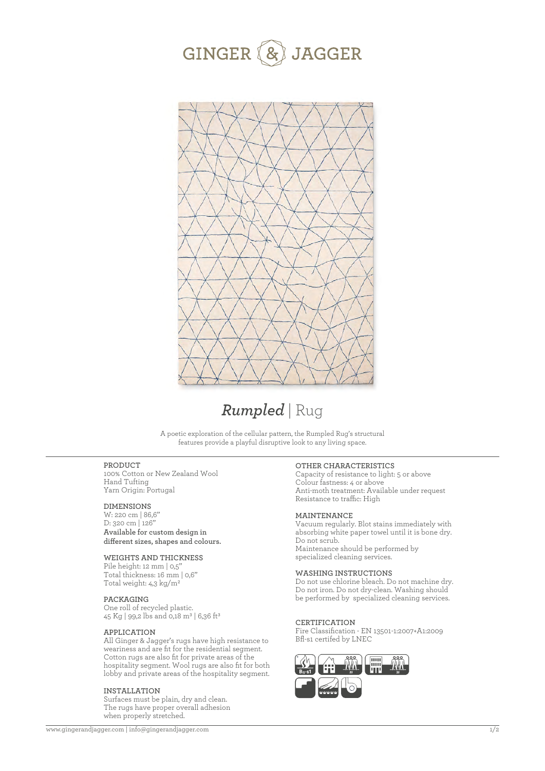# GINGER & JAGGER

# *Rumpled* | Rug

A poetic exploration of the cellular pattern, the Rumpled Rug's structural features provide a playful disruptive look to any living space.

### PRODUCT

100% Cotton or New Zealand Wool
Hand Tufting
Yarn Origin: Portugal

### DIMENSIONS

W: 220 cm | 86,6"
D: 320 cm | 126"
**Available for custom design in different sizes, shapes and colours.**

### WEIGHTS AND THICKNESS

Pile height: 12 mm | 0,5"
Total thickness: 16 mm | 0,6"
Total weight: 4,3 kg/m²

### PACKAGING

One roll of recycled plastic.
45 Kg | 99,2 lbs and 0,18 m³ | 6,36 ft³

### APPLICATION

All Ginger & Jagger's rugs have high resistance to weariness and are fit for the residential segment. Cotton rugs are also fit for private areas of the hospitality segment. Wool rugs are also fit for both lobby and private areas of the hospitality segment.

### INSTALLATION

Surfaces must be plain, dry and clean.
The rugs have proper overall adhesion when properly stretched.

### OTHER CHARACTERISTICS

Capacity of resistance to light: 5 or above
Colour fastness: 4 or above
Anti-moth treatment: Available under request
Resistance to traffic: High

### MAINTENANCE

Vacuum regularly. Blot stains immediately with absorbing white paper towel until it is bone dry.
Do not scrub.
Maintenance should be performed by specialized cleaning services.

### WASHING INSTRUCTIONS

Do not use chlorine bleach. Do not machine dry. Do not iron. Do not dry-clean. Washing should be performed by specialized cleaning services.

### CERTIFICATION

Fire Classification - EN 13501-1:2007+A1:2009
Bfl-s1 certifed by LNEC

www.gingerandjagger.com | info@gingerandjagger.com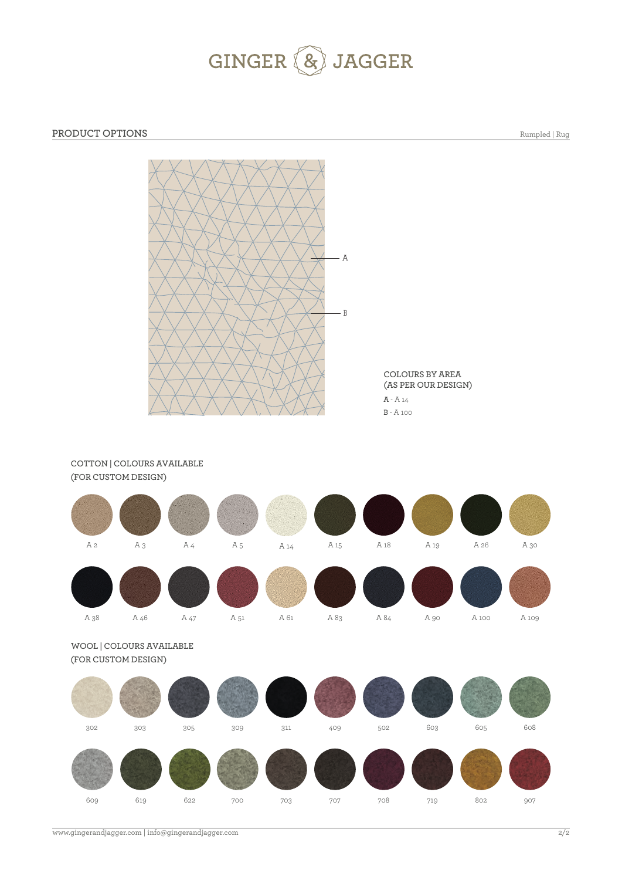GINGER & JAGGER

## PRODUCT OPTIONS

Rumpled | Rug

A

B

COLOURS BY AREA
(AS PER OUR DESIGN)

**A** - A 14
**B** - A 100

### COTTON | COLOURS AVAILABLE
(FOR CUSTOM DESIGN)

A 2 A 3 A 4 A 5 A 14 A 15 A 18 A 19 A 26 A 30

A 38 A 46 A 47 A 51 A 61 A 83 A 84 A 90 A 100 A 109

### WOOL | COLOURS AVAILABLE
(FOR CUSTOM DESIGN)

302 303 305 309 311 409 502 603 605 608

609 619 622 700 703 707 708 719 802 907

www.gingerandjagger.com | info@gingerandjagger.com